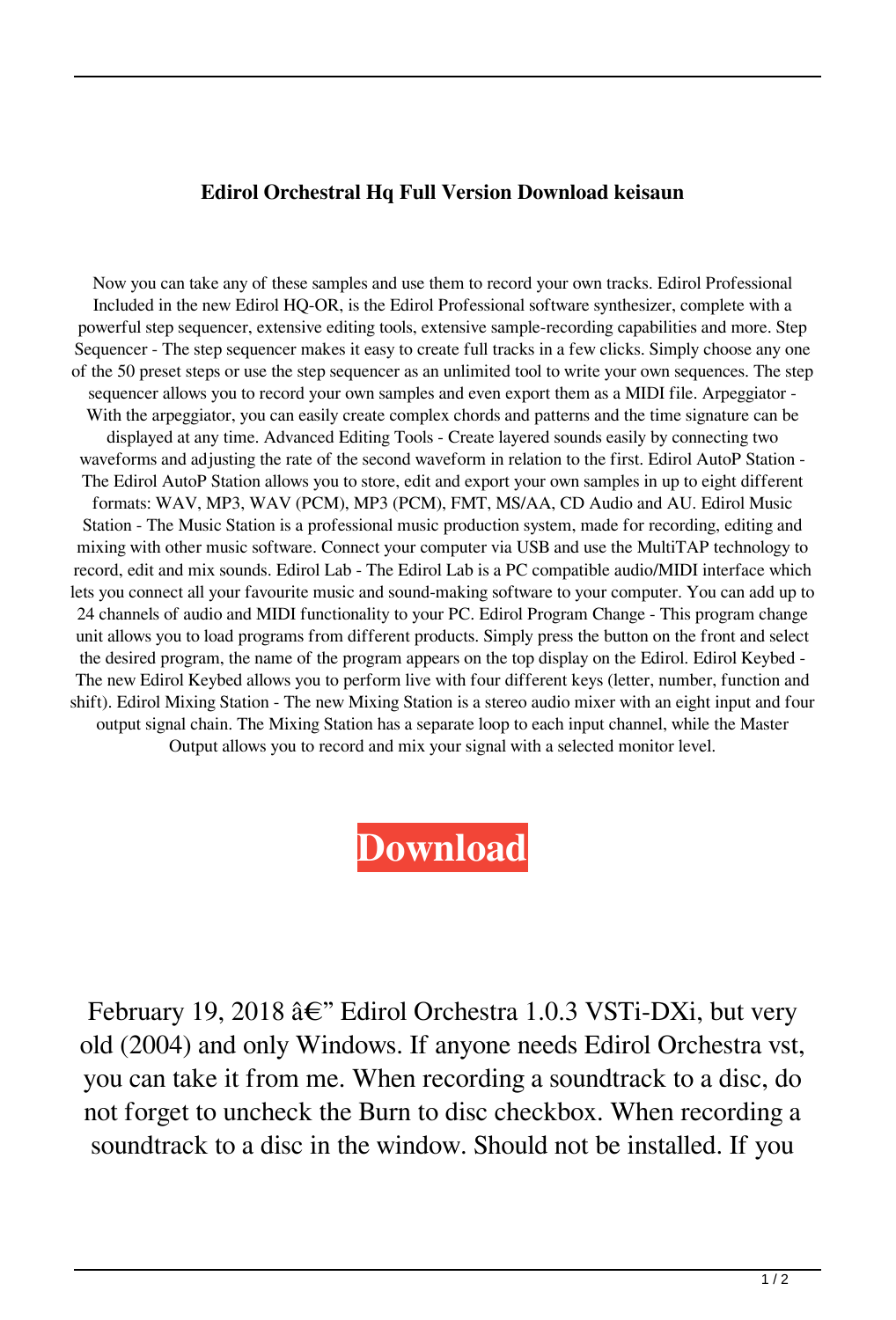**Edirol Orchestral Hq Full Version Download keisaun**

Now you can take any of these samples and use them to record your own tracks. Edirol Professional Included in the new Edirol HQ-OR, is the Edirol Professional software synthesizer, complete with a powerful step sequencer, extensive editing tools, extensive sample-recording capabilities and more. Step Sequencer - The step sequencer makes it easy to create full tracks in a few clicks. Simply choose any one of the 50 preset steps or use the step sequencer as an unlimited tool to write your own sequences. The step sequencer allows you to record your own samples and even export them as a MIDI file. Arpeggiator - With the arpeggiator, you can easily create complex chords and patterns and the time signature can be displayed at any time. Advanced Editing Tools - Create layered sounds easily by connecting two waveforms and adjusting the rate of the second waveform in relation to the first. Edirol AutoP Station - The Edirol AutoP Station allows you to store, edit and export your own samples in up to eight different formats: WAV, MP3, WAV (PCM), MP3 (PCM), FMT, MS/AA, CD Audio and AU. Edirol Music Station - The Music Station is a professional music production system, made for recording, editing and mixing with other music software. Connect your computer via USB and use the MultiTAP technology to record, edit and mix sounds. Edirol Lab - The Edirol Lab is a PC compatible audio/MIDI interface which lets you connect all your favourite music and sound-making software to your computer. You can add up to 24 channels of audio and MIDI functionality to your PC. Edirol Program Change - This program change unit allows you to load programs from different products. Simply press the button on the front and select the desired program, the name of the program appears on the top display on the Edirol. Edirol Keybed - The new Edirol Keybed allows you to perform live with four different keys (letter, number, function and shift). Edirol Mixing Station - The new Mixing Station is a stereo audio mixer with an eight input and four output signal chain. The Mixing Station has a separate loop to each input channel, while the Master Output allows you to record and mix your signal with a selected monitor level.

**Download**

February 19, 2018 â€" Edirol Orchestra 1.0.3 VSTi-DXi, but very old (2004) and only Windows. If anyone needs Edirol Orchestra vst, you can take it from me. When recording a soundtrack to a disc, do not forget to uncheck the Burn to disc checkbox. When recording a soundtrack to a disc in the window. Should not be installed. If you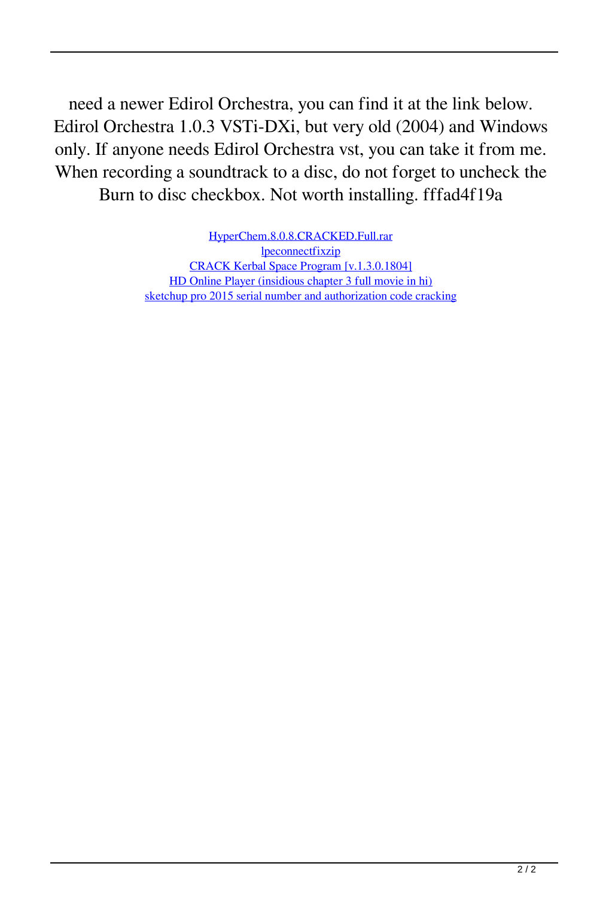need a newer Edirol Orchestra, you can find it at the link below. Edirol Orchestra 1.0.3 VSTi-DXi, but very old (2004) and Windows only. If anyone needs Edirol Orchestra vst, you can take it from me. When recording a soundtrack to a disc, do not forget to uncheck the Burn to disc checkbox. Not worth installing. fffad4f19a

HyperChem.8.0.8.CRACKED.Full.rar
lpeconnectfixzip
CRACK Kerbal Space Program [v.1.3.0.1804]
HD Online Player (insidious chapter 3 full movie in hi)
sketchup pro 2015 serial number and authorization code cracking